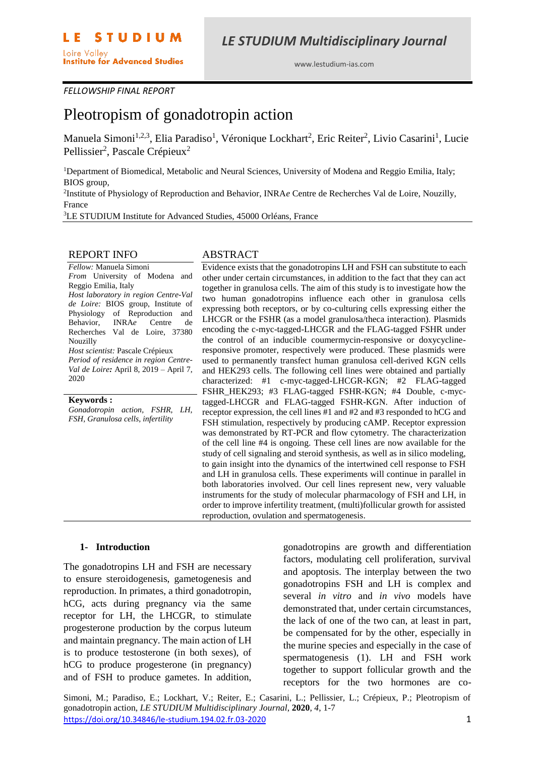FELLOWSHIP FINAL REPORT

# Pleotropism of gonadotropin action

Manuela Simoni[1,2,3], Elia Paradiso[1], Véronique Lockhart[2], Eric Reiter[2], Livio Casarini[1], Lucie Pellissier[2], Pascale Crépieux[2]

[1]Department of Biomedical, Metabolic and Neural Sciences, University of Modena and Reggio Emilia, Italy; BIOS group,
[2]Institute of Physiology of Reproduction and Behavior, INRA*e* Centre de Recherches Val de Loire, Nouzilly, France
[3]LE STUDIUM Institute for Advanced Studies, 45000 Orléans, France

## REPORT INFO

*Fellow:* Manuela Simoni
*From* University of Modena and Reggio Emilia, Italy
*Host laboratory in region Centre-Val de Loire:* BIOS group, Institute of Physiology of Reproduction and Behavior, INRA*e* Centre de Recherches Val de Loire, 37380 Nouzilly
*Host scientist:* Pascale Crépieux
*Period of residence in region Centre-Val de Loire:* April 8, 2019 – April 7, 2020

**Keywords :**
*Gonadotropin action, FSHR, LH, FSH, Granulosa cells, infertility*

## ABSTRACT

Evidence exists that the gonadotropins LH and FSH can substitute to each other under certain circumstances, in addition to the fact that they can act together in granulosa cells. The aim of this study is to investigate how the two human gonadotropins influence each in granulosa cells expressing both receptors, or by co-culturing cells expressing either the LHCGR or the FSHR (as a model granulosa/theca interaction). Plasmids encoding the c-myc-tagged-LHCGR and the FLAG-tagged FSHR under the control of an inducible coumermycin-responsive or doxycycline-responsive promoter, respectively were produced. These plasmids were used to permanently transfect human granulosa cell-derived KGN cells and HEK293 cells. The following cell lines were obtained and partially characterized: #1 c-myc-tagged-LHCGR-KGN; #2 FLAG-tagged FSHR_HEK293; #3 FLAG-tagged FSHR-KGN; #4 Double, c-myc-tagged-LHCGR and FLAG-tagged FSHR-KGN. After induction of receptor expression, the cell lines #1 and #2 and #3 responded to hCG and FSH stimulation, respectively by producing cAMP. Receptor expression was demonstrated by RT-PCR and flow cytometry. The characterization of the cell line #4 is ongoing. These cell lines are now available for the study of cell signaling and steroid synthesis, as well as in silico modeling, to gain insight into the dynamics of the intertwined cell response to FSH and LH in granulosa cells. These experiments will continue in parallel in both laboratories involved. Our cell lines represent new, very valuable instruments for the study of molecular pharmacology of FSH and LH, in order to improve infertility treatment, (multi)follicular growth for assisted reproduction, ovulation and spermatogenesis.

## 1- Introduction

The gonadotropins LH and FSH are necessary to ensure steroidogenesis, gametogenesis and reproduction. In primates, a third gonadotropin, hCG, acts during pregnancy via the same receptor for LH, the LHCGR, to stimulate progesterone production by the corpus luteum and maintain pregnancy. The main action of LH is to produce testosterone (in both sexes), of hCG to produce progesterone (in pregnancy) and of FSH to produce gametes. In addition, gonadotropins are growth and differentiation factors, modulating cell proliferation, survival and apoptosis. The interplay between the two gonadotropins FSH and LH is complex and several *in vitro* and *in vivo* models have demonstrated that, under certain circumstances, the lack of one of the two can, at least in part, be compensated for by the other, especially in the murine species and especially in the case of spermatogenesis (1). LH and FSH work together to support follicular growth and the receptors for the two hormones are co-

Simoni, M.; Paradiso, E.; Lockhart, V.; Reiter, E.; Casarini, L.; Pellissier, L.; Crépieux, P.; Pleotropism of gonadotropin action, *LE STUDIUM Multidisciplinary Journal*, **2020**, *4*, 1-7
https://doi.org/10.34846/le-studium.194.02.fr.03-2020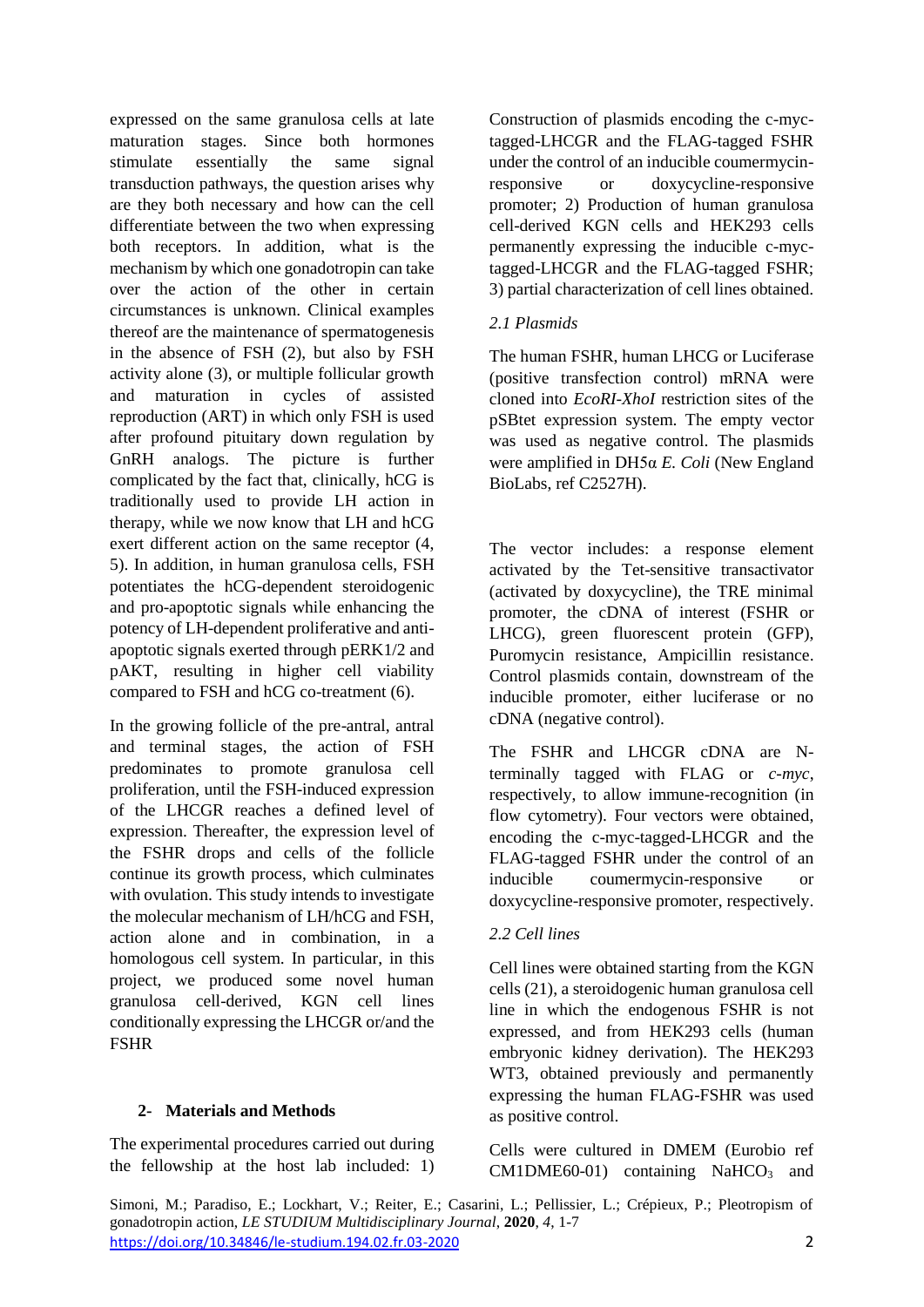expressed on the same granulosa cells at late maturation stages. Since both hormones stimulate essentially the same signal transduction pathways, the question arises why are they both necessary and how can the cell differentiate between the two when expressing both receptors. In addition, what is the mechanism by which one gonadotropin can take over the action of the other in certain circumstances is unknown. Clinical examples thereof are the maintenance of spermatogenesis in the absence of FSH (2), but also by FSH activity alone (3), or multiple follicular growth and maturation in cycles of assisted reproduction (ART) in which only FSH is used after profound pituitary down regulation by GnRH analogs. The picture is further complicated by the fact that, clinically, hCG is traditionally used to provide LH action in therapy, while we now know that LH and hCG exert different action on the same receptor (4, 5). In addition, in human granulosa cells, FSH potentiates the hCG-dependent steroidogenic and pro-apoptotic signals while enhancing the potency of LH-dependent proliferative and anti-apoptotic signals exerted through pERK1/2 and pAKT, resulting in higher cell viability compared to FSH and hCG co-treatment (6).

In the growing follicle of the pre-antral, antral and terminal stages, the action of FSH predominates to promote granulosa cell proliferation, until the FSH-induced expression of the LHCGR reaches a defined level of expression. Thereafter, the expression level of the FSHR drops and cells of the follicle continue its growth process, which culminates with ovulation. This study intends to investigate the molecular mechanism of LH/hCG and FSH, action alone and in combination, in a homologous cell system. In particular, in this project, we produced some novel human granulosa cell-derived, KGN cell lines conditionally expressing the LHCGR or/and the FSHR

## 2- Materials and Methods

The experimental procedures carried out during the fellowship at the host lab included: 1) Construction of plasmids encoding the c-myc-tagged-LHCGR and the FLAG-tagged FSHR under the control of an inducible coumermycin-responsive or doxycycline-responsive promoter; 2) Production of human granulosa cell-derived KGN cells and HEK293 cells permanently expressing the inducible c-myc-tagged-LHCGR and the FLAG-tagged FSHR; 3) partial characterization of cell lines obtained.

### *2.1 Plasmids*

The human FSHR, human LHCG or Luciferase (positive transfection control) mRNA were cloned into *EcoRI-XhoI* restriction sites of the pSBtet expression system. The empty vector was used as negative control. The plasmids were amplified in DH5α *E. Coli* (New England BioLabs, ref C2527H).

The vector includes: a response element activated by the Tet-sensitive transactivator (activated by doxycycline), the TRE minimal promoter, the cDNA of interest (FSHR or LHCG), green fluorescent protein (GFP), Puromycin resistance, Ampicillin resistance. Control plasmids contain, downstream of the inducible promoter, either luciferase or no cDNA (negative control).

The FSHR and LHCGR cDNA are N-terminally tagged with FLAG or *c-myc*, respectively, to allow immune-recognition (in flow cytometry). Four vectors were obtained, encoding the c-myc-tagged-LHCGR and the FLAG-tagged FSHR under the control of an inducible coumermycin-responsive or doxycycline-responsive promoter, respectively.

### *2.2 Cell lines*

Cell lines were obtained starting from the KGN cells (21), a steroidogenic human granulosa cell line in which the endogenous FSHR is not expressed, and from HEK293 cells (human embryonic kidney derivation). The HEK293 WT3, obtained previously and permanently expressing the human FLAG-FSHR was used as positive control.

Cells were cultured in DMEM (Eurobio ref CM1DME60-01) containing $NaHCO_3$ and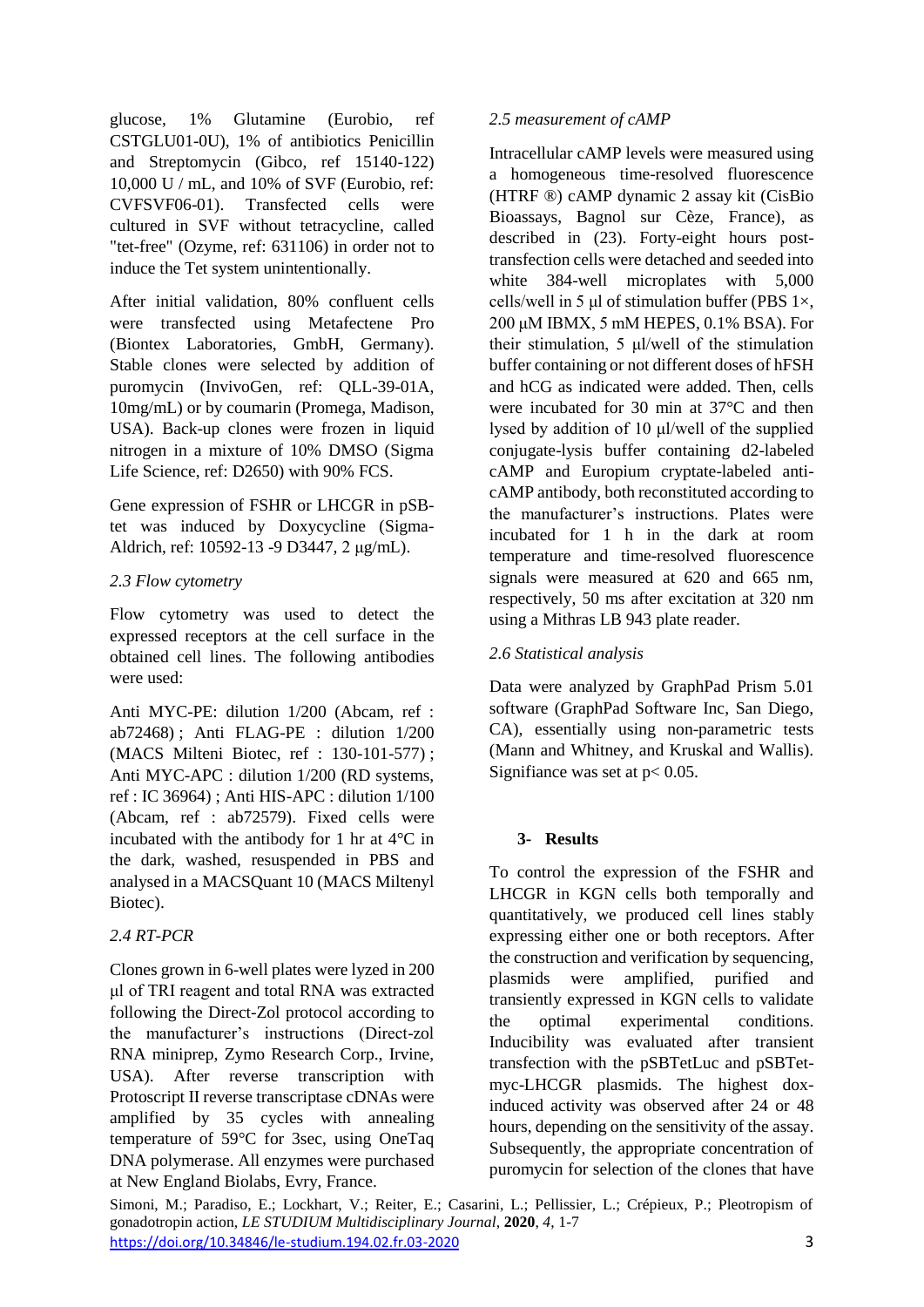glucose, 1% Glutamine (Eurobio, ref CSTGLU01-0U), 1% of antibiotics Penicillin and Streptomycin (Gibco, ref 15140-122) 10,000 U / mL, and 10% of SVF (Eurobio, ref: CVFSVF06-01). Transfected cells were cultured in SVF without tetracycline, called "tet-free" (Ozyme, ref: 631106) in order not to induce the Tet system unintentionally.

After initial validation, 80% confluent cells were transfected using Metafectene Pro (Biontex Laboratories, GmbH, Germany). Stable clones were selected by addition of puromycin (InvivoGen, ref: QLL-39-01A, 10mg/mL) or by coumarin (Promega, Madison, USA). Back-up clones were frozen in liquid nitrogen in a mixture of 10% DMSO (Sigma Life Science, ref: D2650) with 90% FCS.

Gene expression of FSHR or LHCGR in pSB-tet was induced by Doxycycline (Sigma-Aldrich, ref: 10592-13 -9 D3447, 2 µg/mL).

*2.3 Flow cytometry*

Flow cytometry was used to detect the expressed receptors at the cell surface in the obtained cell lines. The following antibodies were used:

Anti MYC-PE: dilution 1/200 (Abcam, ref : ab72468) ; Anti FLAG-PE : dilution 1/200 (MACS Milteni Biotec, ref : 130-101-577) ; Anti MYC-APC : dilution 1/200 (RD systems, ref : IC 36964) ; Anti HIS-APC : dilution 1/100 (Abcam, ref : ab72579). Fixed cells were incubated with the antibody for 1 hr at 4°C in the dark, washed, resuspended in PBS and analysed in a MACSQuant 10 (MACS Miltenyl Biotec).

*2.4 RT-PCR*

Clones grown in 6-well plates were lyzed in 200 µl of TRI reagent and total RNA was extracted following the Direct-Zol protocol according to the manufacturer's instructions (Direct-zol RNA miniprep, Zymo Research Corp., Irvine, USA). After reverse transcription with Protoscript II reverse transcriptase cDNAs were amplified by 35 cycles with annealing temperature of 59°C for 3sec, using OneTaq DNA polymerase. All enzymes were purchased at New England Biolabs, Evry, France.

*2.5 measurement of cAMP*

Intracellular cAMP levels were measured using a homogeneous time-resolved fluorescence (HTRF ®) cAMP dynamic 2 assay kit (CisBio Bioassays, Bagnol sur Cèze, France), as described in (23). Forty-eight hours post-transfection cells were detached and seeded into white 384-well microplates with 5,000 cells/well in 5 µl of stimulation buffer (PBS 1×, 200 µM IBMX, 5 mM HEPES, 0.1% BSA). For their stimulation, 5 µl/well of the stimulation buffer containing or not different doses of hFSH and hCG as indicated were added. Then, cells were incubated for 30 min at 37°C and then lysed by addition of 10 µl/well of the supplied conjugate-lysis buffer containing d2-labeled cAMP and Europium cryptate-labeled anti-cAMP antibody, both reconstituted according to the manufacturer's instructions. Plates were incubated for 1 h in the dark at room temperature and time-resolved fluorescence signals were measured at 620 and 665 nm, respectively, 50 ms after excitation at 320 nm using a Mithras LB 943 plate reader.

*2.6 Statistical analysis*

Data were analyzed by GraphPad Prism 5.01 software (GraphPad Software Inc, San Diego, CA), essentially using non-parametric tests (Mann and Whitney, and Kruskal and Wallis). Signifiance was set at $p < 0.05$.

## 3- Results

To control the expression of the FSHR and LHCGR in KGN cells both temporally and quantitatively, we produced cell lines stably expressing either one or both receptors. After the construction and verification by sequencing, plasmids were amplified, purified and transiently expressed in KGN cells to validate the optimal experimental conditions. Inducibility was evaluated after transient transfection with the pSBTetLuc and pSBTet-myc-LHCGR plasmids. The highest dox-induced activity was observed after 24 or 48 hours, depending on the sensitivity of the assay. Subsequently, the appropriate concentration of puromycin for selection of the clones that have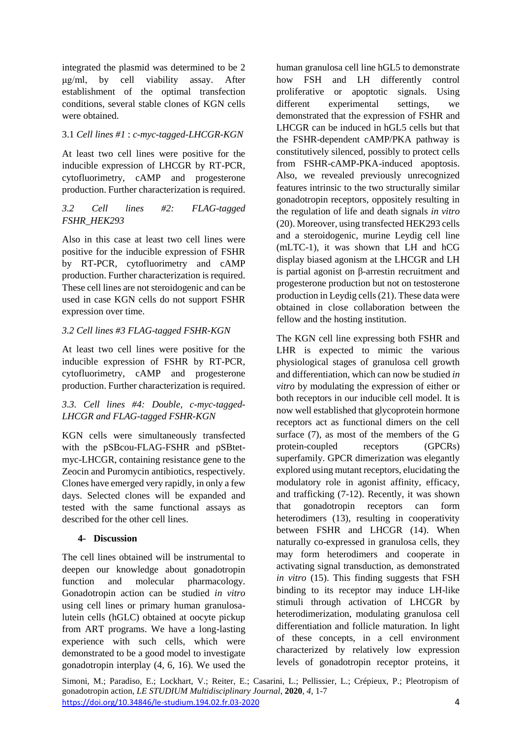integrated the plasmid was determined to be 2 μg/ml, by cell viability assay. After establishment of the optimal transfection conditions, several stable clones of KGN cells were obtained.

### 3.1 *Cell lines #1* : *c-myc-tagged-LHCGR-KGN*

At least two cell lines were positive for the inducible expression of LHCGR by RT-PCR, cytofluorimetry, cAMP and progesterone production. Further characterization is required.

### *3.2 Cell lines #2: FLAG-tagged FSHR_HEK293*

Also in this case at least two cell lines were positive for the inducible expression of FSHR by RT-PCR, cytofluorimetry and cAMP production. Further characterization is required. These cell lines are not steroidogenic and can be used in case KGN cells do not support FSHR expression over time.

### *3.2 Cell lines #3 FLAG-tagged FSHR-KGN*

At least two cell lines were positive for the inducible expression of FSHR by RT-PCR, cytofluorimetry, cAMP and progesterone production. Further characterization is required.

### *3.3. Cell lines #4: Double, c-myc-tagged-LHCGR and FLAG-tagged FSHR-KGN*

KGN cells were simultaneously transfected with the pSBcou-FLAG-FSHR and pSBtet-myc-LHCGR, containing resistance gene to the Zeocin and Puromycin antibiotics, respectively. Clones have emerged very rapidly, in only a few days. Selected clones will be expanded and tested with the same functional assays as described for the other cell lines.

## 4- Discussion

The cell lines obtained will be instrumental to deepen our knowledge about gonadotropin function and molecular pharmacology. Gonadotropin action can be studied *in vitro* using cell lines or primary human granulosa-lutein cells (hGLC) obtained at oocyte pickup from ART programs. We have a long-lasting experience with such cells, which were demonstrated to be a good model to investigate gonadotropin interplay (4, 6, 16). We used the human granulosa cell line hGL5 to demonstrate how FSH and LH differently control proliferative or apoptotic signals. Using different experimental settings, we demonstrated that the expression of FSHR and LHCGR can be induced in hGL5 cells but that the FSHR-dependent cAMP/PKA pathway is constitutively silenced, possibly to protect cells from FSHR-cAMP-PKA-induced apoptosis. Also, we revealed previously unrecognized features intrinsic to the two structurally similar gonadotropin receptors, oppositely resulting in the regulation of life and death signals *in vitro* (20). Moreover, using transfected HEK293 cells and a steroidogenic, murine Leydig cell line (mLTC-1), it was shown that LH and hCG display biased agonism at the LHCGR and LH is partial agonist on β-arrestin recruitment and progesterone production but not on testosterone production in Leydig cells (21). These data were obtained in close collaboration between the fellow and the hosting institution.

The KGN cell line expressing both FSHR and LHR is expected to mimic the various physiological stages of granulosa cell growth and differentiation, which can now be studied *in vitro* by modulating the expression of either or both receptors in our inducible cell model. It is now well established that glycoprotein hormone receptors act as functional dimers on the cell surface (7), as most of the members of the G protein-coupled receptors (GPCRs) superfamily. GPCR dimerization was elegantly explored using mutant receptors, elucidating the modulatory role in agonist affinity, efficacy, and trafficking (7-12). Recently, it was shown that gonadotropin receptors can form heterodimers (13), resulting in cooperativity between FSHR and LHCGR (14). When naturally co-expressed in granulosa cells, they may form heterodimers and cooperate in activating signal transduction, as demonstrated *in vitro* (15). This finding suggests that FSH binding to its receptor may induce LH-like stimuli through activation of LHCGR by heterodimerization, modulating granulosa cell differentiation and follicle maturation. In light of these concepts, in a cell environment characterized by relatively low expression levels of gonadotropin receptor proteins, it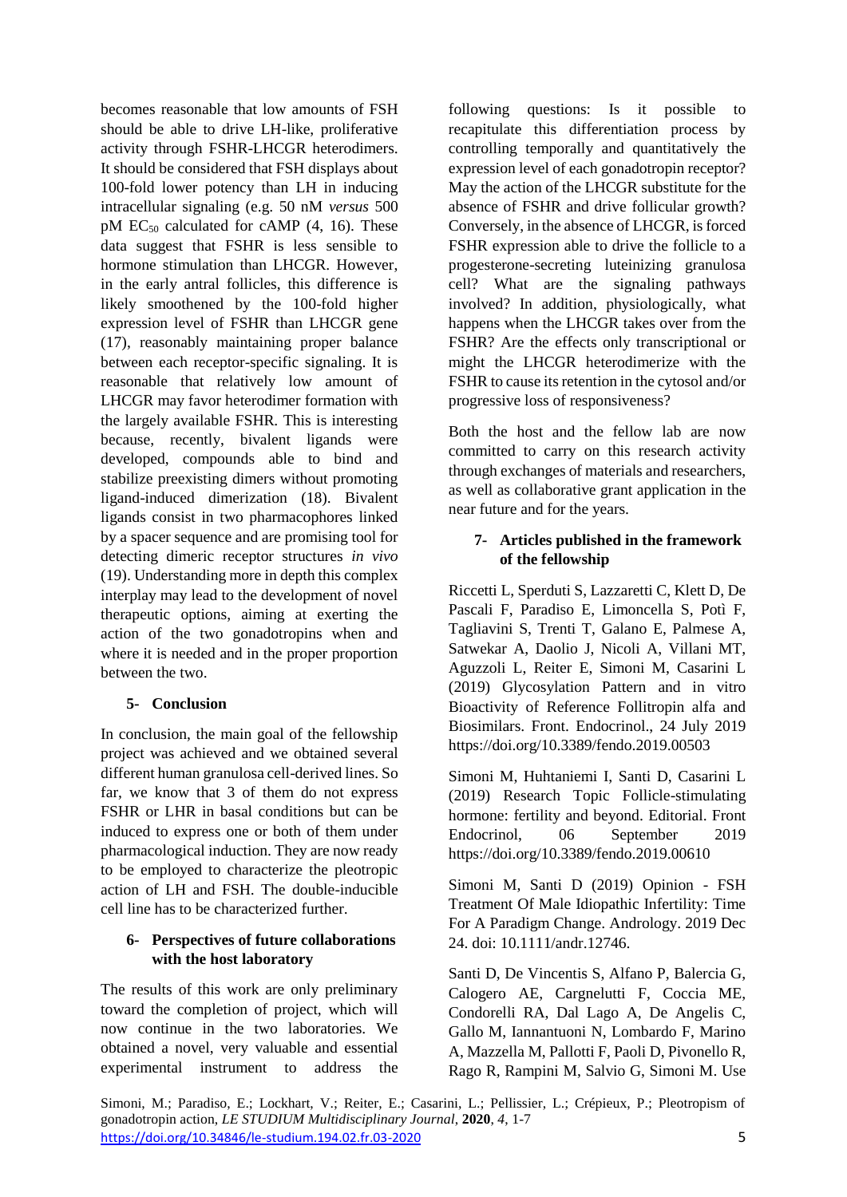becomes reasonable that low amounts of FSH should be able to drive LH-like, proliferative activity through FSHR-LHCGR heterodimers. It should be considered that FSH displays about 100-fold lower potency than LH in inducing intracellular signaling (e.g. 50 nM *versus* 500 pM $EC_{50}$ calculated for cAMP (4, 16). These data suggest that FSHR is less sensible to hormone stimulation than LHCGR. However, in the early antral follicles, this difference is likely smoothened by the 100-fold higher expression level of FSHR than LHCGR gene (17), reasonably maintaining proper balance between each receptor-specific signaling. It is reasonable that relatively low amount of LHCGR may favor heterodimer formation with the largely available FSHR. This is interesting because, recently, bivalent ligands were developed, compounds able to bind and stabilize preexisting dimers without promoting ligand-induced dimerization (18). Bivalent ligands consist in two pharmacophores linked by a spacer sequence and are promising tool for detecting dimeric receptor structures *in vivo* (19). Understanding more in depth this complex interplay may lead to the development of novel therapeutic options, aiming at exerting the action of the two gonadotropins when and where it is needed and in the proper proportion between the two.

## 5- Conclusion

In conclusion, the main goal of the fellowship project was achieved and we obtained several different human granulosa cell-derived lines. So far, we know that 3 of them do not express FSHR or LHR in basal conditions but can be induced to express one or both of them under pharmacological induction. They are now ready to be employed to characterize the pleotropic action of LH and FSH. The double-inducible cell line has to be characterized further.

## 6- Perspectives of future collaborations with the host laboratory

The results of this work are only preliminary toward the completion of project, which will now continue in the two laboratories. We obtained a novel, very valuable and essential experimental instrument to address the following questions: Is it possible to recapitulate this differentiation process by controlling temporally and quantitatively the expression level of each gonadotropin receptor? May the action of the LHCGR substitute for the absence of FSHR and drive follicular growth? Conversely, in the absence of LHCGR, is forced FSHR expression able to drive the follicle to a progesterone-secreting luteinizing granulosa cell? What are the signaling pathways involved? In addition, physiologically, what happens when the LHCGR takes over from the FSHR? Are the effects only transcriptional or might the LHCGR heterodimerize with the FSHR to cause its retention in the cytosol and/or progressive loss of responsiveness?

Both the host and the fellow lab are now committed to carry on this research activity through exchanges of materials and researchers, as well as collaborative grant application in the near future and for the years.

## 7- Articles published in the framework of the fellowship

Riccetti L, Sperduti S, Lazzaretti C, Klett D, De Pascali F, Paradiso E, Limoncella S, Potì F, Tagliavini S, Trenti T, Galano E, Palmese A, Satwekar A, Daolio J, Nicoli A, Villani MT, Aguzzoli L, Reiter E, Simoni M, Casarini L (2019) Glycosylation Pattern and in vitro Bioactivity of Reference Follitropin alfa and Biosimilars. Front. Endocrinol., 24 July 2019 https://doi.org/10.3389/fendo.2019.00503

Simoni M, Huhtaniemi I, Santi D, Casarini L (2019) Research Topic Follicle-stimulating hormone: fertility and beyond. Editorial. Front Endocrinol, 06 September 2019 https://doi.org/10.3389/fendo.2019.00610

Simoni M, Santi D (2019) Opinion - FSH Treatment Of Male Idiopathic Infertility: Time For A Paradigm Change. Andrology. 2019 Dec 24. doi: 10.1111/andr.12746.

Santi D, De Vincentis S, Alfano P, Balercia G, Calogero AE, Cargnelutti F, Coccia ME, Condorelli RA, Dal Lago A, De Angelis C, Gallo M, Iannantuoni N, Lombardo F, Marino A, Mazzella M, Pallotti F, Paoli D, Pivonello R, Rago R, Rampini M, Salvio G, Simoni M. Use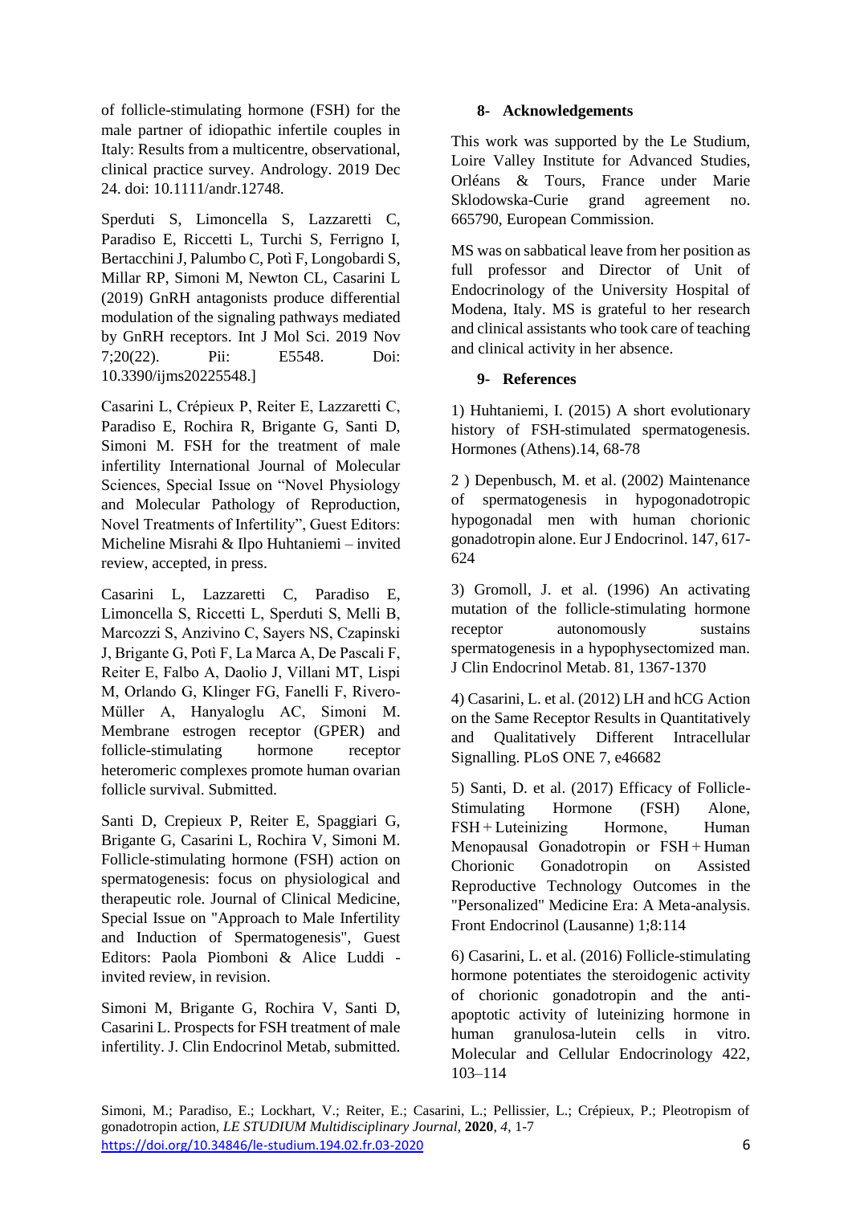of follicle-stimulating hormone (FSH) for the male partner of idiopathic infertile couples in Italy: Results from a multicentre, observational, clinical practice survey. Andrology. 2019 Dec 24. doi: 10.1111/andr.12748.

Sperduti S, Limoncella S, Lazzaretti C, Paradiso E, Riccetti L, Turchi S, Ferrigno I, Bertacchini J, Palumbo C, Potì F, Longobardi S, Millar RP, Simoni M, Newton CL, Casarini L (2019) GnRH antagonists produce differential modulation of the signaling pathways mediated by GnRH receptors. Int J Mol Sci. 2019 Nov 7;20(22). Pii: E5548. Doi: 10.3390/ijms20225548.]

Casarini L, Crépieux P, Reiter E, Lazzaretti C, Paradiso E, Rochira R, Brigante G, Santi D, Simoni M. FSH for the treatment of male infertility International Journal of Molecular Sciences, Special Issue on "Novel Physiology and Molecular Pathology of Reproduction, Novel Treatments of Infertility", Guest Editors: Micheline Misrahi & Ilpo Huhtaniemi – invited review, accepted, in press.

Casarini L, Lazzaretti C, Paradiso E, Limoncella S, Riccetti L, Sperduti S, Melli B, Marcozzi S, Anzivino C, Sayers NS, Czapinski J, Brigante G, Potì F, La Marca A, De Pascali F, Reiter E, Falbo A, Daolio J, Villani MT, Lispi M, Orlando G, Klinger FG, Fanelli F, Rivero-Müller A, Hanyaloglu AC, Simoni M. Membrane estrogen receptor (GPER) and follicle-stimulating hormone receptor heteromeric complexes promote human ovarian follicle survival. Submitted.

Santi D, Crepieux P, Reiter E, Spaggiari G, Brigante G, Casarini L, Rochira V, Simoni M. Follicle-stimulating hormone (FSH) action on spermatogenesis: focus on physiological and therapeutic role. Journal of Clinical Medicine, Special Issue on "Approach to Male Infertility and Induction of Spermatogenesis", Guest Editors: Paola Piomboni & Alice Luddi - invited review, in revision.

Simoni M, Brigante G, Rochira V, Santi D, Casarini L. Prospects for FSH treatment of male infertility. J. Clin Endocrinol Metab, submitted.

## 8- Acknowledgements

This work was supported by the Le Studium, Loire Valley Institute for Advanced Studies, Orléans & Tours, France under Marie Sklodowska-Curie grand agreement no. 665790, European Commission.

MS was on sabbatical leave from her position as full professor and Director of Unit of Endocrinology of the University Hospital of Modena, Italy. MS is grateful to her research and clinical assistants who took care of teaching and clinical activity in her absence.

## 9- References

1) Huhtaniemi, I. (2015) A short evolutionary history of FSH-stimulated spermatogenesis. Hormones (Athens).14, 68-78

2 ) Depenbusch, M. et al. (2002) Maintenance of spermatogenesis in hypogonadotropic hypogonadal men with human chorionic gonadotropin alone. Eur J Endocrinol. 147, 617-624

3) Gromoll, J. et al. (1996) An activating mutation of the follicle-stimulating hormone receptor autonomously sustains spermatogenesis in a hypophysectomized man. J Clin Endocrinol Metab. 81, 1367-1370

4) Casarini, L. et al. (2012) LH and hCG Action on the Same Receptor Results in Quantitatively and Qualitatively Different Intracellular Signalling. PLoS ONE 7, e46682

5) Santi, D. et al. (2017) Efficacy of Follicle-Stimulating Hormone (FSH) Alone, FSH + Luteinizing Hormone, Human Menopausal Gonadotropin or FSH + Human Chorionic Gonadotropin on Assisted Reproductive Technology Outcomes in the "Personalized" Medicine Era: A Meta-analysis. Front Endocrinol (Lausanne) 1;8:114

6) Casarini, L. et al. (2016) Follicle-stimulating hormone potentiates the steroidogenic activity of chorionic gonadotropin and the anti-apoptotic activity of luteinizing hormone in human granulosa-lutein cells in vitro. Molecular and Cellular Endocrinology 422, 103–114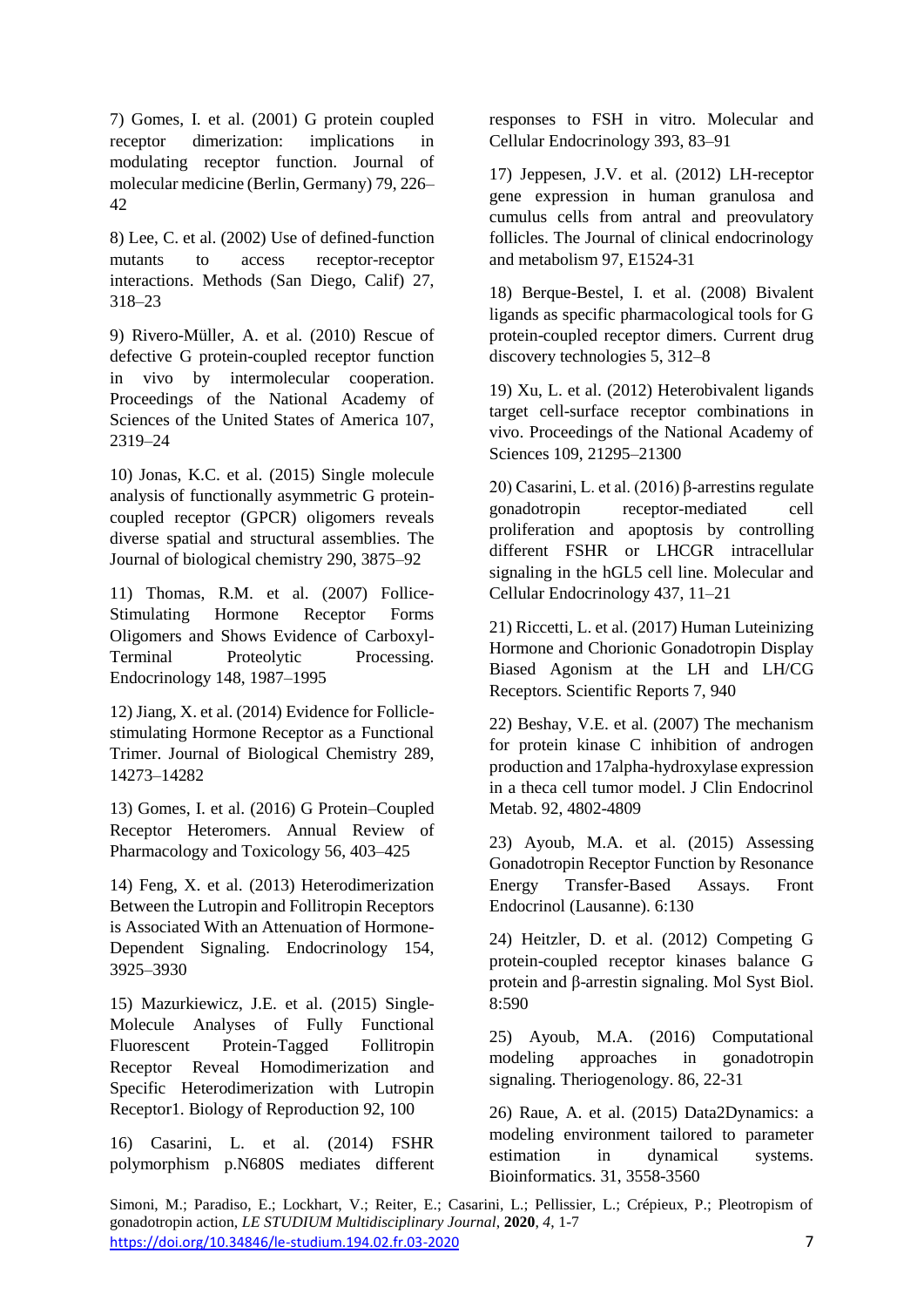7) Gomes, I. et al. (2001) G protein coupled receptor dimerization: implications in modulating receptor function. Journal of molecular medicine (Berlin, Germany) 79, 226–42

8) Lee, C. et al. (2002) Use of defined-function mutants to access receptor-receptor interactions. Methods (San Diego, Calif) 27, 318–23

9) Rivero-Müller, A. et al. (2010) Rescue of defective G protein-coupled receptor function in vivo by intermolecular cooperation. Proceedings of the National Academy of Sciences of the United States of America 107, 2319–24

10) Jonas, K.C. et al. (2015) Single molecule analysis of functionally asymmetric G protein-coupled receptor (GPCR) oligomers reveals diverse spatial and structural assemblies. The Journal of biological chemistry 290, 3875–92

11) Thomas, R.M. et al. (2007) Follice-Stimulating Hormone Receptor Forms Oligomers and Shows Evidence of Carboxyl-Terminal Proteolytic Processing. Endocrinology 148, 1987–1995

12) Jiang, X. et al. (2014) Evidence for Follicle-stimulating Hormone Receptor as a Functional Trimer. Journal of Biological Chemistry 289, 14273–14282

13) Gomes, I. et al. (2016) G Protein–Coupled Receptor Heteromers. Annual Review of Pharmacology and Toxicology 56, 403–425

14) Feng, X. et al. (2013) Heterodimerization Between the Lutropin and Follitropin Receptors is Associated With an Attenuation of Hormone-Dependent Signaling. Endocrinology 154, 3925–3930

15) Mazurkiewicz, J.E. et al. (2015) Single-Molecule Analyses of Fully Functional Fluorescent Protein-Tagged Follitropin Receptor Reveal Homodimerization and Specific Heterodimerization with Lutropin Receptor1. Biology of Reproduction 92, 100

16) Casarini, L. et al. (2014) FSHR polymorphism p.N680S mediates different responses to FSH in vitro. Molecular and Cellular Endocrinology 393, 83–91

17) Jeppesen, J.V. et al. (2012) LH-receptor gene expression in human granulosa and cumulus cells from antral and preovulatory follicles. The Journal of clinical endocrinology and metabolism 97, E1524-31

18) Berque-Bestel, I. et al. (2008) Bivalent ligands as specific pharmacological tools for G protein-coupled receptor dimers. Current drug discovery technologies 5, 312–8

19) Xu, L. et al. (2012) Heterobivalent ligands target cell-surface receptor combinations in vivo. Proceedings of the National Academy of Sciences 109, 21295–21300

20) Casarini, L. et al. (2016) β-arrestins regulate gonadotropin receptor-mediated cell proliferation and apoptosis by controlling different FSHR or LHCGR intracellular signaling in the hGL5 cell line. Molecular and Cellular Endocrinology 437, 11–21

21) Riccetti, L. et al. (2017) Human Luteinizing Hormone and Chorionic Gonadotropin Display Biased Agonism at the LH and LH/CG Receptors. Scientific Reports 7, 940

22) Beshay, V.E. et al. (2007) The mechanism for protein kinase C inhibition of androgen production and 17alpha-hydroxylase expression in a theca cell tumor model. J Clin Endocrinol Metab. 92, 4802-4809

23) Ayoub, M.A. et al. (2015) Assessing Gonadotropin Receptor Function by Resonance Energy Transfer-Based Assays. Front Endocrinol (Lausanne). 6:130

24) Heitzler, D. et al. (2012) Competing G protein-coupled receptor kinases balance G protein and β-arrestin signaling. Mol Syst Biol. 8:590

25) Ayoub, M.A. (2016) Computational modeling approaches in gonadotropin signaling. Theriogenology. 86, 22-31

26) Raue, A. et al. (2015) Data2Dynamics: a modeling environment tailored to parameter estimation in dynamical systems. Bioinformatics. 31, 3558-3560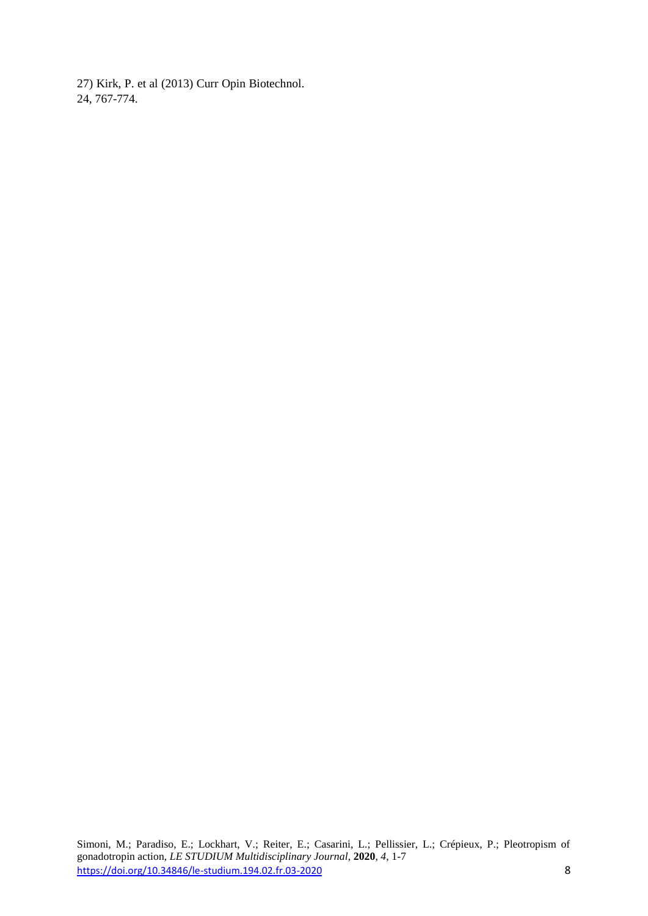27) Kirk, P. et al (2013) Curr Opin Biotechnol. 24, 767-774.